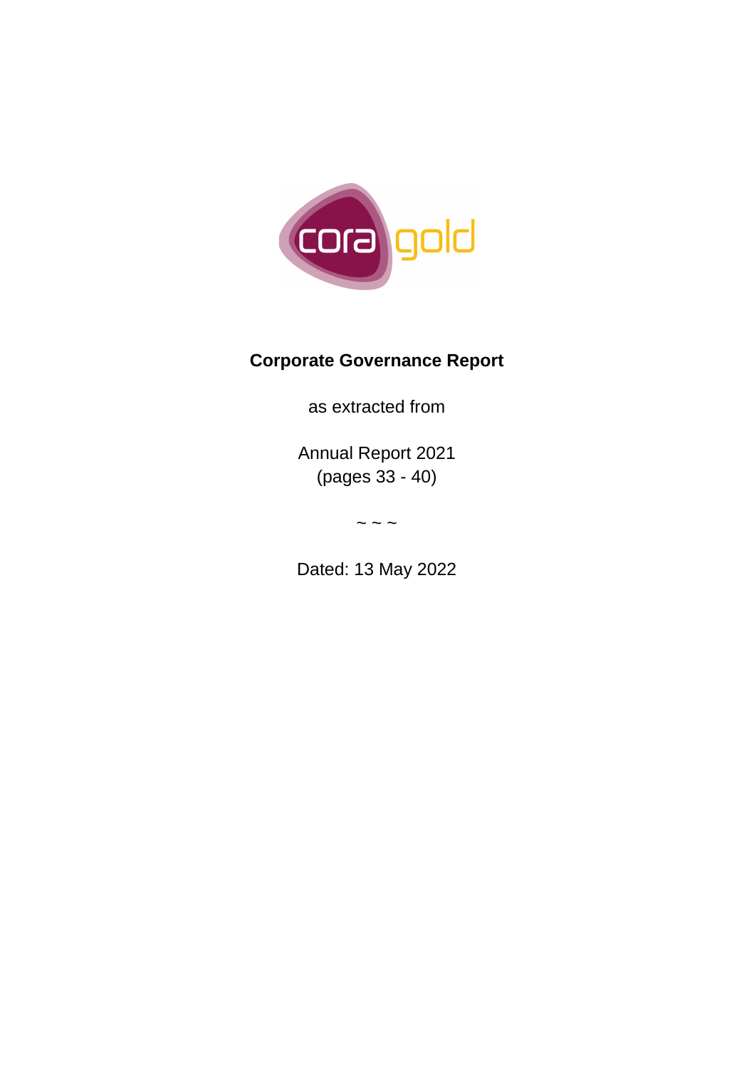cora gold

# Corporate Governance Report

as extracted from

Annual Report 2021
(pages 33 - 40)

~ ~ ~

Dated: 13 May 2022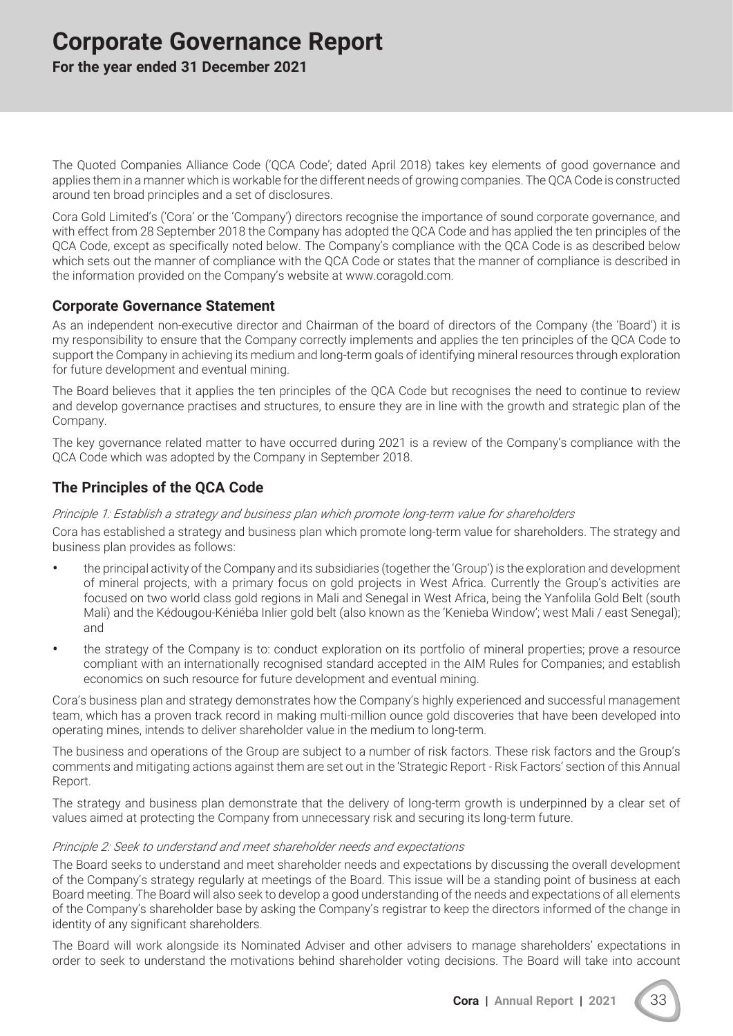# Corporate Governance Report

**For the year ended 31 December 2021**

The Quoted Companies Alliance Code ('QCA Code'; dated April 2018) takes key elements of good governance and applies them in a manner which is workable for the different needs of growing companies. The QCA Code is constructed around ten broad principles and a set of disclosures.

Cora Gold Limited's ('Cora' or the 'Company') directors recognise the importance of sound corporate governance, and with effect from 28 September 2018 the Company has adopted the QCA Code and has applied the ten principles of the QCA Code, except as specifically noted below. The Company's compliance with the QCA Code is as described below which sets out the manner of compliance with the QCA Code or states that the manner of compliance is described in the information provided on the Company's website at www.coragold.com.

## Corporate Governance Statement

As an independent non-executive director and Chairman of the board of directors of the Company (the 'Board') it is my responsibility to ensure that the Company correctly implements and applies the ten principles of the QCA Code to support the Company in achieving its medium and long-term goals of identifying mineral resources through exploration for future development and eventual mining.

The Board believes that it applies the ten principles of the QCA Code but recognises the need to continue to review and develop governance practises and structures, to ensure they are in line with the growth and strategic plan of the Company.

The key governance related matter to have occurred during 2021 is a review of the Company's compliance with the QCA Code which was adopted by the Company in September 2018.

## The Principles of the QCA Code

*Principle 1: Establish a strategy and business plan which promote long-term value for shareholders*

Cora has established a strategy and business plan which promote long-term value for shareholders. The strategy and business plan provides as follows:

- the principal activity of the Company and its subsidiaries (together the 'Group') is the exploration and development of mineral projects, with a primary focus on gold projects in West Africa. Currently the Group's activities are focused on two world class gold regions in Mali and Senegal in West Africa, being the Yanfolila Gold Belt (south Mali) and the Kédougou-Kéniéba Inlier gold belt (also known as the 'Kenieba Window'; west Mali / east Senegal); and
- the strategy of the Company is to: conduct exploration on its portfolio of mineral properties; prove a resource compliant with an internationally recognised standard accepted in the AIM Rules for Companies; and establish economics on such resource for future development and eventual mining.

Cora's business plan and strategy demonstrates how the Company's highly experienced and successful management team, which has a proven track record in making multi-million ounce gold discoveries that have been developed into operating mines, intends to deliver shareholder value in the medium to long-term.

The business and operations of the Group are subject to a number of risk factors. These risk factors and the Group's comments and mitigating actions against them are set out in the 'Strategic Report - Risk Factors' section of this Annual Report.

The strategy and business plan demonstrate that the delivery of long-term growth is underpinned by a clear set of values aimed at protecting the Company from unnecessary risk and securing its long-term future.

*Principle 2: Seek to understand and meet shareholder needs and expectations*

The Board seeks to understand and meet shareholder needs and expectations by discussing the overall development of the Company's strategy regularly at meetings of the Board. This issue will be a standing point of business at each Board meeting. The Board will also seek to develop a good understanding of the needs and expectations of all elements of the Company's shareholder base by asking the Company's registrar to keep the directors informed of the change in identity of any significant shareholders.

The Board will work alongside its Nominated Adviser and other advisers to manage shareholders' expectations in order to seek to understand the motivations behind shareholder voting decisions. The Board will take into account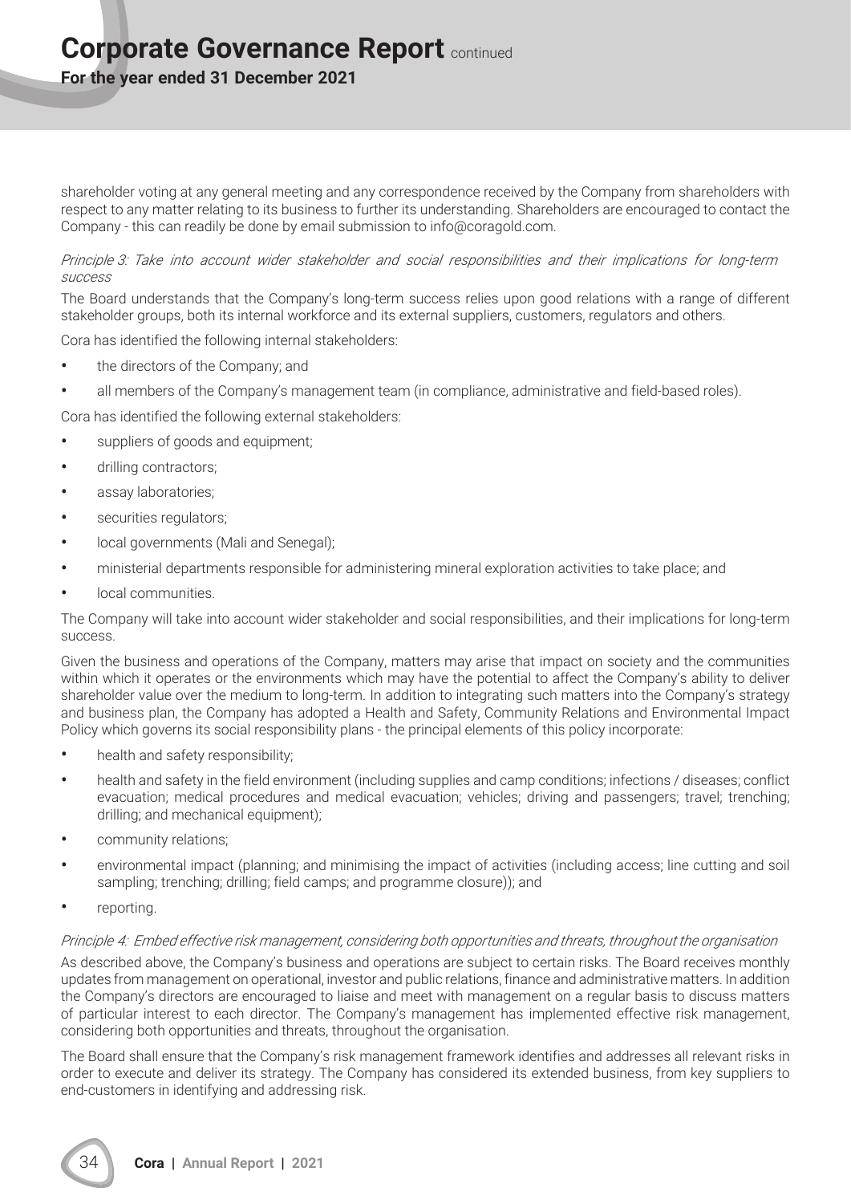shareholder voting at any general meeting and any correspondence received by the Company from shareholders with respect to any matter relating to its business to further its understanding. Shareholders are encouraged to contact the Company - this can readily be done by email submission to info@coragold.com.

*Principle 3: Take into account wider stakeholder and social responsibilities and their implications for long-term success*

The Board understands that the Company's long-term success relies upon good relations with a range of different stakeholder groups, both its internal workforce and its external suppliers, customers, regulators and others.

Cora has identified the following internal stakeholders:

- the directors of the Company; and
- all members of the Company's management team (in compliance, administrative and field-based roles).

Cora has identified the following external stakeholders:

- suppliers of goods and equipment;
- drilling contractors;
- assay laboratories;
- securities regulators;
- local governments (Mali and Senegal);
- ministerial departments responsible for administering mineral exploration activities to take place; and
- local communities.

The Company will take into account wider stakeholder and social responsibilities, and their implications for long-term success.

Given the business and operations of the Company, matters may arise that impact on society and the communities within which it operates or the environments which may have the potential to affect the Company's ability to deliver shareholder value over the medium to long-term. In addition to integrating such matters into the Company's strategy and business plan, the Company has adopted a Health and Safety, Community Relations and Environmental Impact Policy which governs its social responsibility plans - the principal elements of this policy incorporate:

- health and safety responsibility;
- health and safety in the field environment (including supplies and camp conditions; infections / diseases; conflict evacuation; medical procedures and medical evacuation; vehicles; driving and passengers; travel; trenching; drilling; and mechanical equipment);
- community relations;
- environmental impact (planning; and minimising the impact of activities (including access; line cutting and soil sampling; trenching; drilling; field camps; and programme closure)); and
- reporting.

*Principle 4: Embed effective risk management, considering both opportunities and threats, throughout the organisation*

As described above, the Company's business and operations are subject to certain risks. The Board receives monthly updates from management on operational, investor and public relations, finance and administrative matters. In addition the Company's directors are encouraged to liaise and meet with management on a regular basis to discuss matters of particular interest to each director. The Company's management has implemented effective risk management, considering both opportunities and threats, throughout the organisation.

The Board shall ensure that the Company's risk management framework identifies and addresses all relevant risks in order to execute and deliver its strategy. The Company has considered its extended business, from key suppliers to end-customers in identifying and addressing risk.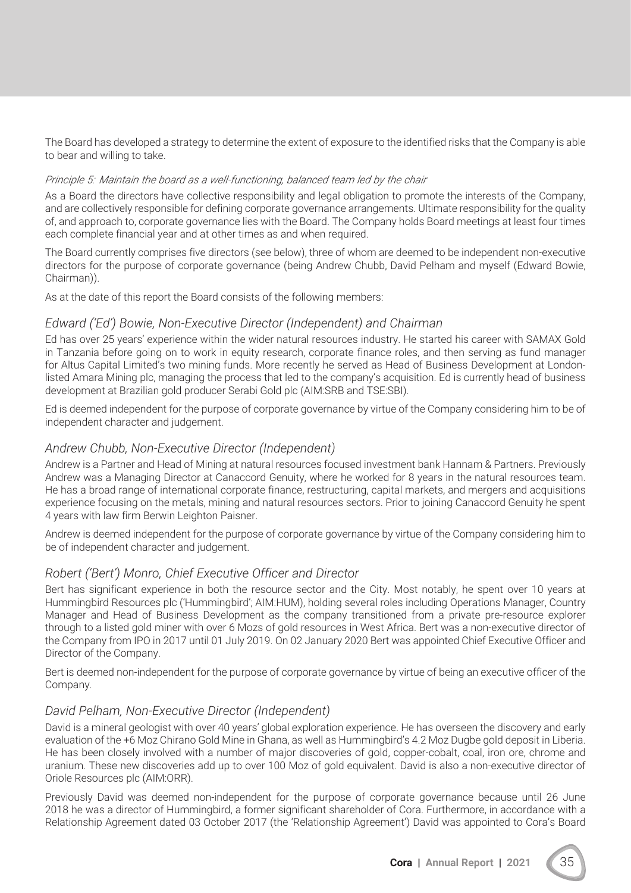The Board has developed a strategy to determine the extent of exposure to the identified risks that the Company is able to bear and willing to take.

*Principle 5: Maintain the board as a well-functioning, balanced team led by the chair*

As a Board the directors have collective responsibility and legal obligation to promote the interests of the Company, and are collectively responsible for defining corporate governance arrangements. Ultimate responsibility for the quality of, and approach to, corporate governance lies with the Board. The Company holds Board meetings at least four times each complete financial year and at other times as and when required.

The Board currently comprises five directors (see below), three of whom are deemed to be independent non-executive directors for the purpose of corporate governance (being Andrew Chubb, David Pelham and myself (Edward Bowie, Chairman)).

As at the date of this report the Board consists of the following members:

### *Edward ('Ed') Bowie, Non-Executive Director (Independent) and Chairman*

Ed has over 25 years' experience within the wider natural resources industry. He started his career with SAMAX Gold in Tanzania before going on to work in equity research, corporate finance roles, and then serving as fund manager for Altus Capital Limited's two mining funds. More recently he served as Head of Business Development at London-listed Amara Mining plc, managing the process that led to the company's acquisition. Ed is currently head of business development at Brazilian gold producer Serabi Gold plc (AIM:SRB and TSE:SBI).

Ed is deemed independent for the purpose of corporate governance by virtue of the Company considering him to be of independent character and judgement.

### *Andrew Chubb, Non-Executive Director (Independent)*

Andrew is a Partner and Head of Mining at natural resources focused investment bank Hannam & Partners. Previously Andrew was a Managing Director at Canaccord Genuity, where he worked for 8 years in the natural resources team. He has a broad range of international corporate finance, restructuring, capital markets, and mergers and acquisitions experience focusing on the metals, mining and natural resources sectors. Prior to joining Canaccord Genuity he spent 4 years with law firm Berwin Leighton Paisner.

Andrew is deemed independent for the purpose of corporate governance by virtue of the Company considering him to be of independent character and judgement.

### *Robert ('Bert') Monro, Chief Executive Officer and Director*

Bert has significant experience in both the resource sector and the City. Most notably, he spent over 10 years at Hummingbird Resources plc ('Hummingbird'; AIM:HUM), holding several roles including Operations Manager, Country Manager and Head of Business Development as the company transitioned from a private pre-resource explorer through to a listed gold miner with over 6 Mozs of gold resources in West Africa. Bert was a non-executive director of the Company from IPO in 2017 until 01 July 2019. On 02 January 2020 Bert was appointed Chief Executive Officer and Director of the Company.

Bert is deemed non-independent for the purpose of corporate governance by virtue of being an executive officer of the Company.

### *David Pelham, Non-Executive Director (Independent)*

David is a mineral geologist with over 40 years' global exploration experience. He has overseen the discovery and early evaluation of the +6 Moz Chirano Gold Mine in Ghana, as well as Hummingbird's 4.2 Moz Dugbe gold deposit in Liberia. He has been closely involved with a number of major discoveries of gold, copper-cobalt, coal, iron ore, chrome and uranium. These new discoveries add up to over 100 Moz of gold equivalent. David is also a non-executive director of Oriole Resources plc (AIM:ORR).

Previously David was deemed non-independent for the purpose of corporate governance because until 26 June 2018 he was a director of Hummingbird, a former significant shareholder of Cora. Furthermore, in accordance with a Relationship Agreement dated 03 October 2017 (the 'Relationship Agreement') David was appointed to Cora's Board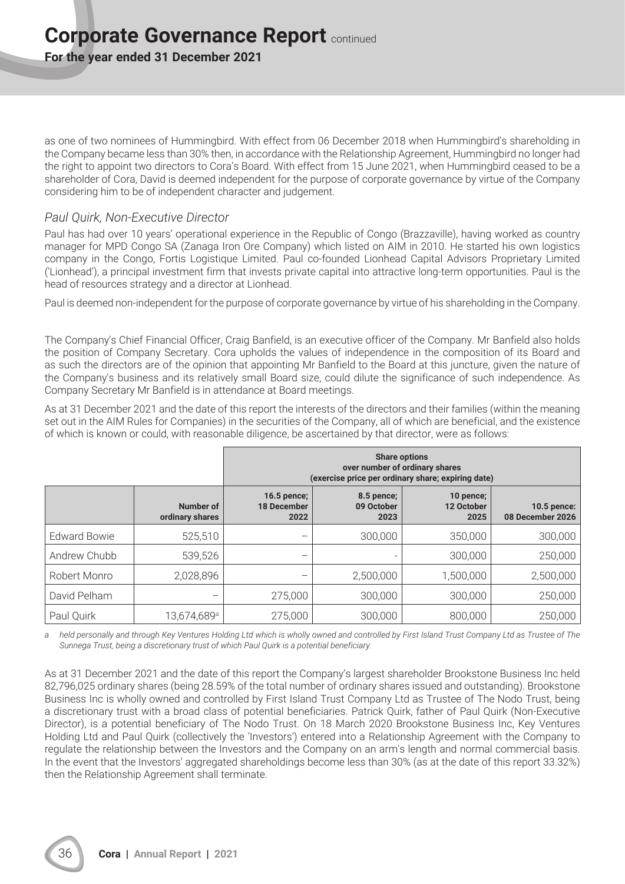as one of two nominees of Hummingbird. With effect from 06 December 2018 when Hummingbird's shareholding in the Company became less than 30% then, in accordance with the Relationship Agreement, Hummingbird no longer had the right to appoint two directors to Cora's Board. With effect from 15 June 2021, when Hummingbird ceased to be a shareholder of Cora, David is deemed independent for the purpose of corporate governance by virtue of the Company considering him to be of independent character and judgement.

### *Paul Quirk, Non-Executive Director*

Paul has had over 10 years' operational experience in the Republic of Congo (Brazzaville), having worked as country manager for MPD Congo SA (Zanaga Iron Ore Company) which listed on AIM in 2010. He started his own logistics company in the Congo, Fortis Logistique Limited. Paul co-founded Lionhead Capital Advisors Proprietary Limited ('Lionhead'), a principal investment firm that invests private capital into attractive long-term opportunities. Paul is the head of resources strategy and a director at Lionhead.

Paul is deemed non-independent for the purpose of corporate governance by virtue of his shareholding in the Company.

The Company's Chief Financial Officer, Craig Banfield, is an executive officer of the Company. Mr Banfield also holds the position of Company Secretary. Cora upholds the values of independence in the composition of its Board and as such the directors are of the opinion that appointing Mr Banfield to the Board at this juncture, given the nature of the Company's business and its relatively small Board size, could dilute the significance of such independence. As Company Secretary Mr Banfield is in attendance at Board meetings.

As at 31 December 2021 and the date of this report the interests of the directors and their families (within the meaning set out in the AIM Rules for Companies) in the securities of the Company, all of which are beneficial, and the existence of which is known or could, with reasonable diligence, be ascertained by that director, were as follows:

| | | Share options over number of ordinary shares (exercise price per ordinary share; expiring date) | | | |
|---|---|---|---|---|---|
| | Number of ordinary shares | 16.5 pence; 18 December 2022 | 8.5 pence; 09 October 2023 | 10 pence; 12 October 2025 | 10.5 pence: 08 December 2026 |
| Edward Bowie | 525,510 | – | 300,000 | 350,000 | 300,000 |
| Andrew Chubb | 539,526 | – | - | 300,000 | 250,000 |
| Robert Monro | 2,028,896 | – | 2,500,000 | 1,500,000 | 2,500,000 |
| David Pelham | – | 275,000 | 300,000 | 300,000 | 250,000 |
| Paul Quirk | 13,674,689[a] | 275,000 | 300,000 | 800,000 | 250,000 |

*a held personally and through Key Ventures Holding Ltd which is wholly owned and controlled by First Island Trust Company Ltd as Trustee of The Sunnega Trust, being a discretionary trust of which Paul Quirk is a potential beneficiary.*

As at 31 December 2021 and the date of this report the Company's largest shareholder Brookstone Business Inc held 82,796,025 ordinary shares (being 28.59% of the total number of ordinary shares issued and outstanding). Brookstone Business Inc is wholly owned and controlled by First Island Trust Company Ltd as Trustee of The Nodo Trust, being a discretionary trust with a broad class of potential beneficiaries. Patrick Quirk, father of Paul Quirk (Non-Executive Director), is a potential beneficiary of The Nodo Trust. On 18 March 2020 Brookstone Business Inc, Key Ventures Holding Ltd and Paul Quirk (collectively the 'Investors') entered into a Relationship Agreement with the Company to regulate the relationship between the Investors and the Company on an arm's length and normal commercial basis. In the event that the Investors' aggregated shareholdings become less than 30% (as at the date of this report 33.32%) then the Relationship Agreement shall terminate.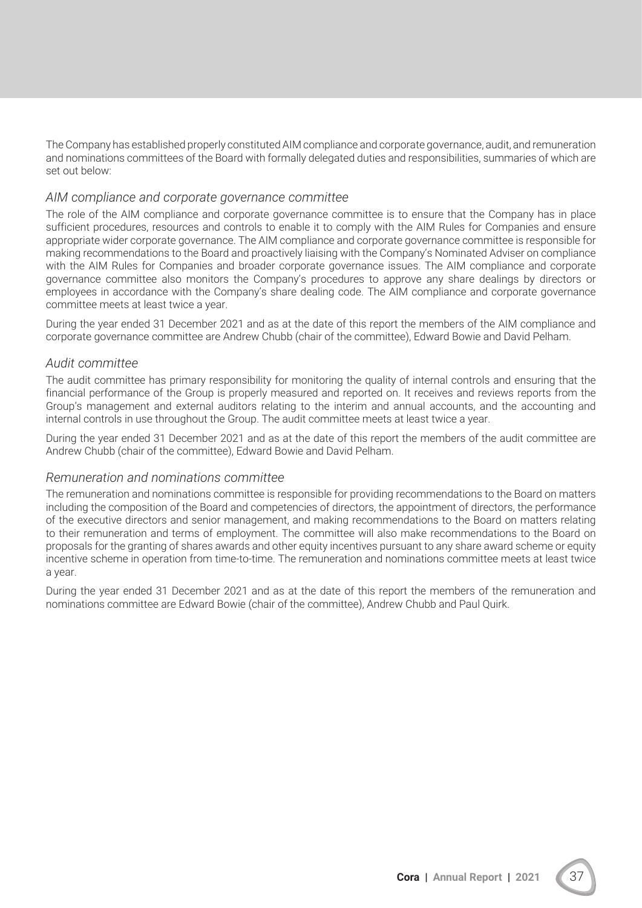The Company has established properly constituted AIM compliance and corporate governance, audit, and remuneration and nominations committees of the Board with formally delegated duties and responsibilities, summaries of which are set out below:

### *AIM compliance and corporate governance committee*

The role of the AIM compliance and corporate governance committee is to ensure that the Company has in place sufficient procedures, resources and controls to enable it to comply with the AIM Rules for Companies and ensure appropriate wider corporate governance. The AIM compliance and corporate governance committee is responsible for making recommendations to the Board and proactively liaising with the Company's Nominated Adviser on compliance with the AIM Rules for Companies and broader corporate governance issues. The AIM compliance and corporate governance committee also monitors the Company's procedures to approve any share dealings by directors or employees in accordance with the Company's share dealing code. The AIM compliance and corporate governance committee meets at least twice a year.

During the year ended 31 December 2021 and as at the date of this report the members of the AIM compliance and corporate governance committee are Andrew Chubb (chair of the committee), Edward Bowie and David Pelham.

### *Audit committee*

The audit committee has primary responsibility for monitoring the quality of internal controls and ensuring that the financial performance of the Group is properly measured and reported on. It receives and reviews reports from the Group's management and external auditors relating to the interim and annual accounts, and the accounting and internal controls in use throughout the Group. The audit committee meets at least twice a year.

During the year ended 31 December 2021 and as at the date of this report the members of the audit committee are Andrew Chubb (chair of the committee), Edward Bowie and David Pelham.

### *Remuneration and nominations committee*

The remuneration and nominations committee is responsible for providing recommendations to the Board on matters including the composition of the Board and competencies of directors, the appointment of directors, the performance of the executive directors and senior management, and making recommendations to the Board on matters relating to their remuneration and terms of employment. The committee will also make recommendations to the Board on proposals for the granting of shares awards and other equity incentives pursuant to any share award scheme or equity incentive scheme in operation from time-to-time. The remuneration and nominations committee meets at least twice a year.

During the year ended 31 December 2021 and as at the date of this report the members of the remuneration and nominations committee are Edward Bowie (chair of the committee), Andrew Chubb and Paul Quirk.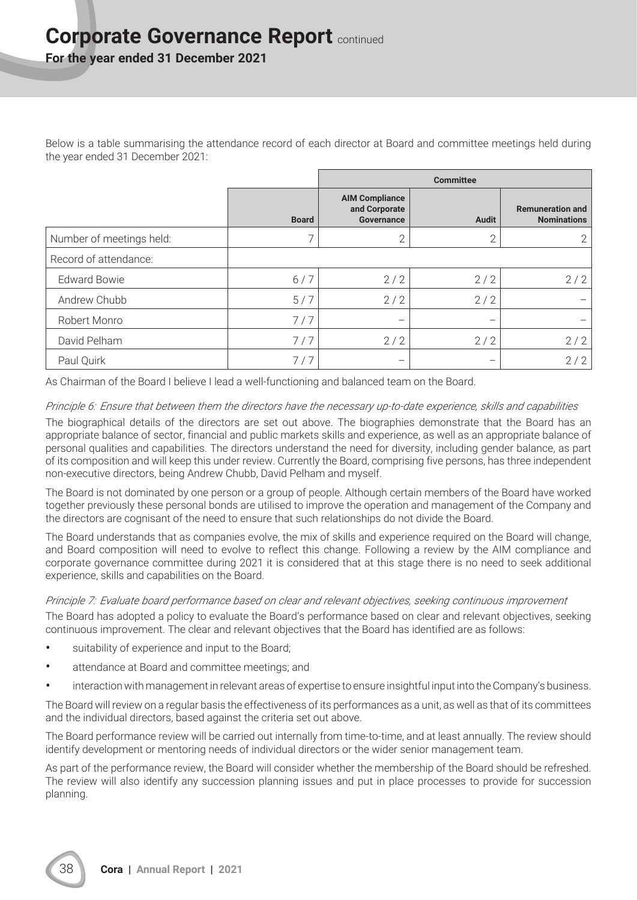Below is a table summarising the attendance record of each director at Board and committee meetings held during the year ended 31 December 2021:

| | | Committee | | |
|---|---|---|---|---|
| | Board | AIM Compliance and Corporate Governance | Audit | Remuneration and Nominations |
| Number of meetings held: | 7 | 2 | 2 | 2 |
| Record of attendance: | | | | |
| Edward Bowie | 6 / 7 | 2 / 2 | 2 / 2 | 2 / 2 |
| Andrew Chubb | 5 / 7 | 2 / 2 | 2 / 2 | – |
| Robert Monro | 7 / 7 | – | – | – |
| David Pelham | 7 / 7 | 2 / 2 | 2 / 2 | 2 / 2 |
| Paul Quirk | 7 / 7 | – | – | 2 / 2 |

As Chairman of the Board I believe I lead a well-functioning and balanced team on the Board.

*Principle 6: Ensure that between them the directors have the necessary up-to-date experience, skills and capabilities*

The biographical details of the directors are set out above. The biographies demonstrate that the Board has an appropriate balance of sector, financial and public markets skills and experience, as well as an appropriate balance of personal qualities and capabilities. The directors understand the need for diversity, including gender balance, as part of its composition and will keep this under review. Currently the Board, comprising five persons, has three independent non-executive directors, being Andrew Chubb, David Pelham and myself.

The Board is not dominated by one person or a group of people. Although certain members of the Board have worked together previously these personal bonds are utilised to improve the operation and management of the Company and the directors are cognisant of the need to ensure that such relationships do not divide the Board.

The Board understands that as companies evolve, the mix of skills and experience required on the Board will change, and Board composition will need to evolve to reflect this change. Following a review by the AIM compliance and corporate governance committee during 2021 it is considered that at this stage there is no need to seek additional experience, skills and capabilities on the Board.

*Principle 7: Evaluate board performance based on clear and relevant objectives, seeking continuous improvement*

The Board has adopted a policy to evaluate the Board's performance based on clear and relevant objectives, seeking continuous improvement. The clear and relevant objectives that the Board has identified are as follows:

- suitability of experience and input to the Board;
- attendance at Board and committee meetings; and
- interaction with management in relevant areas of expertise to ensure insightful input into the Company's business.

The Board will review on a regular basis the effectiveness of its performances as a unit, as well as that of its committees and the individual directors, based against the criteria set out above.

The Board performance review will be carried out internally from time-to-time, and at least annually. The review should identify development or mentoring needs of individual directors or the wider senior management team.

As part of the performance review, the Board will consider whether the membership of the Board should be refreshed. The review will also identify any succession planning issues and put in place processes to provide for succession planning.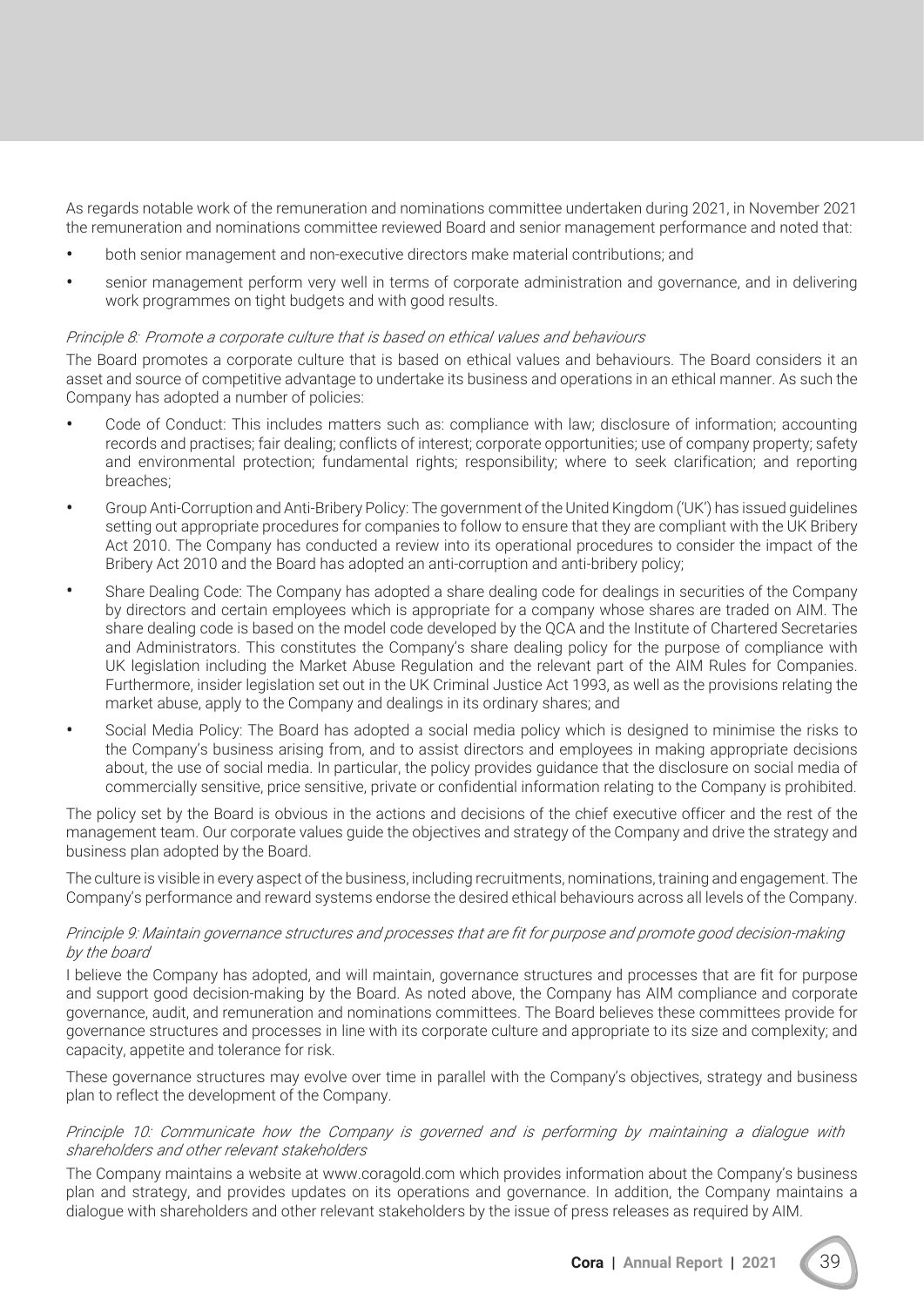As regards notable work of the remuneration and nominations committee undertaken during 2021, in November 2021 the remuneration and nominations committee reviewed Board and senior management performance and noted that:

- both senior management and non-executive directors make material contributions; and
- senior management perform very well in terms of corporate administration and governance, and in delivering work programmes on tight budgets and with good results.

*Principle 8: Promote a corporate culture that is based on ethical values and behaviours*

The Board promotes a corporate culture that is based on ethical values and behaviours. The Board considers it an asset and source of competitive advantage to undertake its business and operations in an ethical manner. As such the Company has adopted a number of policies:

- Code of Conduct: This includes matters such as: compliance with law; disclosure of information; accounting records and practises; fair dealing; conflicts of interest; corporate opportunities; use of company property; safety and environmental protection; fundamental rights; responsibility; where to seek clarification; and reporting breaches;
- Group Anti-Corruption and Anti-Bribery Policy: The government of the United Kingdom ('UK') has issued guidelines setting out appropriate procedures for companies to follow to ensure that they are compliant with the UK Bribery Act 2010. The Company has conducted a review into its operational procedures to consider the impact of the Bribery Act 2010 and the Board has adopted an anti-corruption and anti-bribery policy;
- Share Dealing Code: The Company has adopted a share dealing code for dealings in securities of the Company by directors and certain employees which is appropriate for a company whose shares are traded on AIM. The share dealing code is based on the model code developed by the QCA and the Institute of Chartered Secretaries and Administrators. This constitutes the Company's share dealing policy for the purpose of compliance with UK legislation including the Market Abuse Regulation and the relevant part of the AIM Rules for Companies. Furthermore, insider legislation set out in the UK Criminal Justice Act 1993, as well as the provisions relating the market abuse, apply to the Company and dealings in its ordinary shares; and
- Social Media Policy: The Board has adopted a social media policy which is designed to minimise the risks to the Company's business arising from, and to assist directors and employees in making appropriate decisions about, the use of social media. In particular, the policy provides guidance that the disclosure on social media of commercially sensitive, price sensitive, private or confidential information relating to the Company is prohibited.

The policy set by the Board is obvious in the actions and decisions of the chief executive officer and the rest of the management team. Our corporate values guide the objectives and strategy of the Company and drive the strategy and business plan adopted by the Board.

The culture is visible in every aspect of the business, including recruitments, nominations, training and engagement. The Company's performance and reward systems endorse the desired ethical behaviours across all levels of the Company.

*Principle 9: Maintain governance structures and processes that are fit for purpose and promote good decision-making by the board*

I believe the Company has adopted, and will maintain, governance structures and processes that are fit for purpose and support good decision-making by the Board. As noted above, the Company has AIM compliance and corporate governance, audit, and remuneration and nominations committees. The Board believes these committees provide for governance structures and processes in line with its corporate culture and appropriate to its size and complexity; and capacity, appetite and tolerance for risk.

These governance structures may evolve over time in parallel with the Company's objectives, strategy and business plan to reflect the development of the Company.

*Principle 10: Communicate how the Company is governed and is performing by maintaining a dialogue with shareholders and other relevant stakeholders*

The Company maintains a website at www.coragold.com which provides information about the Company's business plan and strategy, and provides updates on its operations and governance. In addition, the Company maintains a dialogue with shareholders and other relevant stakeholders by the issue of press releases as required by AIM.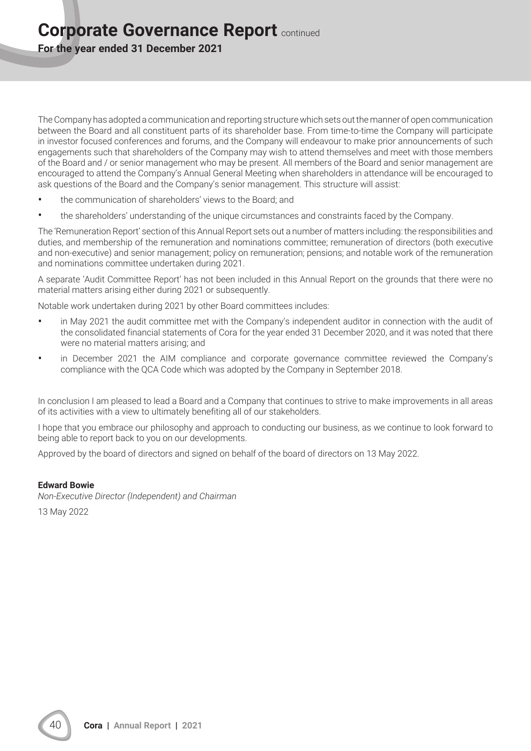The Company has adopted a communication and reporting structure which sets out the manner of open communication between the Board and all constituent parts of its shareholder base. From time-to-time the Company will participate in investor focused conferences and forums, and the Company will endeavour to make prior announcements of such engagements such that shareholders of the Company may wish to attend themselves and meet with those members of the Board and / or senior management who may be present. All members of the Board and senior management are encouraged to attend the Company's Annual General Meeting when shareholders in attendance will be encouraged to ask questions of the Board and the Company's senior management. This structure will assist:

- the communication of shareholders' views to the Board; and
- the shareholders' understanding of the unique circumstances and constraints faced by the Company.

The 'Remuneration Report' section of this Annual Report sets out a number of matters including: the responsibilities and duties, and membership of the remuneration and nominations committee; remuneration of directors (both executive and non-executive) and senior management; policy on remuneration; pensions; and notable work of the remuneration and nominations committee undertaken during 2021.

A separate 'Audit Committee Report' has not been included in this Annual Report on the grounds that there were no material matters arising either during 2021 or subsequently.

Notable work undertaken during 2021 by other Board committees includes:

- in May 2021 the audit committee met with the Company's independent auditor in connection with the audit of the consolidated financial statements of Cora for the year ended 31 December 2020, and it was noted that there were no material matters arising; and
- in December 2021 the AIM compliance and corporate governance committee reviewed the Company's compliance with the QCA Code which was adopted by the Company in September 2018.

In conclusion I am pleased to lead a Board and a Company that continues to strive to make improvements in all areas of its activities with a view to ultimately benefiting all of our stakeholders.

I hope that you embrace our philosophy and approach to conducting our business, as we continue to look forward to being able to report back to you on our developments.

Approved by the board of directors and signed on behalf of the board of directors on 13 May 2022.

**Edward Bowie**
*Non-Executive Director (Independent) and Chairman*
13 May 2022